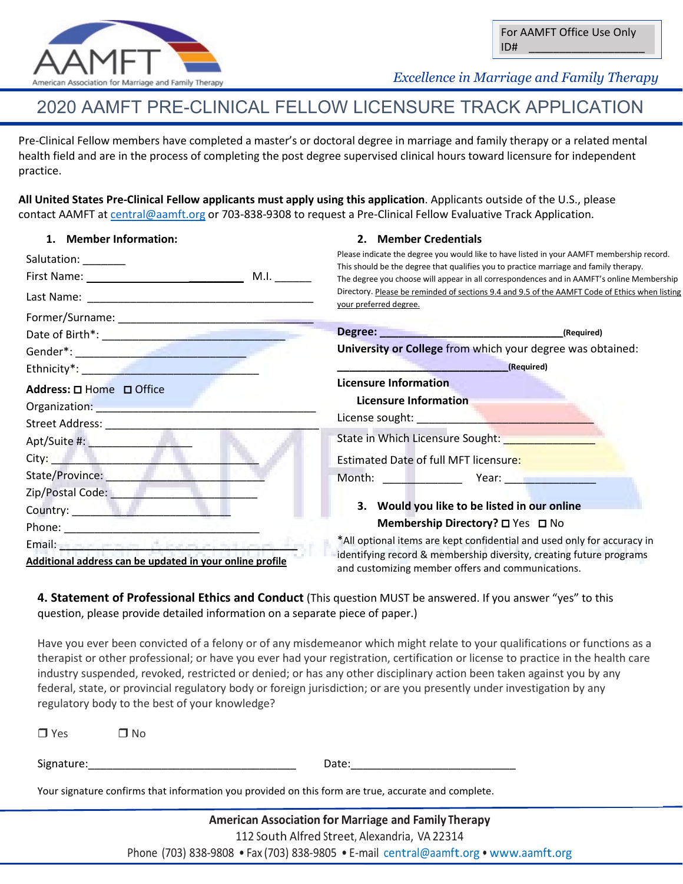For AAMFT Office Use Only
ID# ________________

*Excellence in Marriage and Family Therapy*

# 2020 AAMFT PRE-CLINICAL FELLOW LICENSURE TRACK APPLICATION

Pre-Clinical Fellow members have completed a master's or doctoral degree in marriage and family therapy or a related mental health field and are in the process of completing the post degree supervised clinical hours toward licensure for independent practice.

**All United States Pre-Clinical Fellow applicants must apply using this application**. Applicants outside of the U.S., please contact AAMFT at central@aamft.org or 703-838-9308 to request a Pre-Clinical Fellow Evaluative Track Application.

## 1. Member Information:

Salutation: _______

First Name: ________________________ M.I. ______

Last Name: ____________________________________

Former/Surname: ______________________________

Date of Birth*: ______________________________

Gender*: ____________________________

Ethnicity*: ____________________________

**Address:** ☐ Home ☐ Office

Organization: __________________________________

Street Address: _________________________________

Apt/Suite #: ________________

City: ________________________________

State/Province: __________________________

Zip/Postal Code: __________________________

Country: ________________________

Phone: ________________________________

Email: ________________________________

**Additional address can be updated in your online profile**

## 2. Member Credentials

Please indicate the degree you would like to have listed in your AAMFT membership record. This should be the degree that qualifies you to practice marriage and family therapy. The degree you choose will appear in all correspondences and in AAMFT's online Membership Directory. Please be reminded of sections 9.4 and 9.5 of the AAMFT Code of Ethics when listing your preferred degree.

**Degree:** ______________________________ **(Required)**

**University or College** from which your degree was obtained:

______________________________ **(Required)**

**Licensure Information**

**Licensure Information**

License sought: ______________________________

State in Which Licensure Sought: _______________

Estimated Date of full MFT licensure:

Month: ____________ Year: ______________

## 3. Would you like to be listed in our online Membership Directory? ☐ Yes ☐ No

*All optional items are kept confidential and used only for accuracy in identifying record & membership diversity, creating future programs and customizing member offers and communications.

## 4. Statement of Professional Ethics and Conduct

(This question MUST be answered. If you answer "yes" to this question, please provide detailed information on a separate piece of paper.)

Have you ever been convicted of a felony or of any misdemeanor which might relate to your qualifications or functions as a therapist or other professional; or have you ever had your registration, certification or license to practice in the health care industry suspended, revoked, restricted or denied; or has any other disciplinary action been taken against you by any federal, state, or provincial regulatory body or foreign jurisdiction; or are you presently under investigation by any regulatory body to the best of your knowledge?

☐ Yes ☐ No

Signature:__________________________________ Date:___________________________

Your signature confirms that information you provided on this form are true, accurate and complete.

**American Association for Marriage and Family Therapy**
112 South Alfred Street, Alexandria, VA 22314
Phone (703) 838-9808 • Fax (703) 838-9805 • E-mail central@aamft.org • www.aamft.org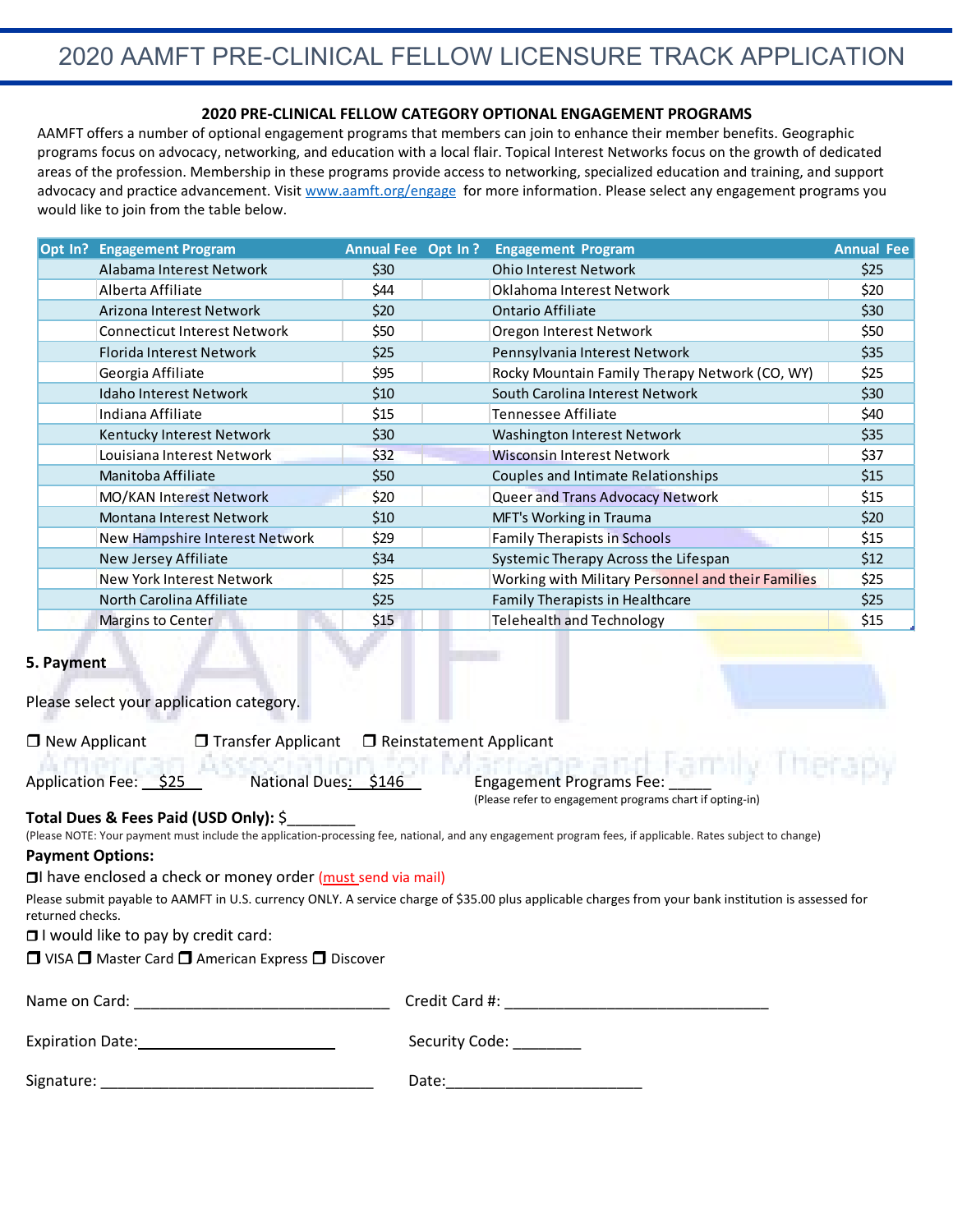# 2020 AAMFT PRE-CLINICAL FELLOW LICENSURE TRACK APPLICATION

## 2020 PRE-CLINICAL FELLOW CATEGORY OPTIONAL ENGAGEMENT PROGRAMS

AAMFT offers a number of optional engagement programs that members can join to enhance their member benefits. Geographic programs focus on advocacy, networking, and education with a local flair. Topical Interest Networks focus on the growth of dedicated areas of the profession. Membership in these programs provide access to networking, specialized education and training, and support advocacy and practice advancement. Visit www.aamft.org/engage for more information. Please select any engagement programs you would like to join from the table below.

| Opt In? | Engagement Program | Annual Fee | Opt In ? | Engagement Program | Annual Fee |
|---|---|---|---|---|---|
| | Alabama Interest Network | $30 | | Ohio Interest Network | $25 |
| | Alberta Affiliate | $44 | | Oklahoma Interest Network | $20 |
| | Arizona Interest Network | $20 | | Ontario Affiliate | $30 |
| | Connecticut Interest Network | $50 | | Oregon Interest Network | $50 |
| | Florida Interest Network | $25 | | Pennsylvania Interest Network | $35 |
| | Georgia Affiliate | $95 | | Rocky Mountain Family Therapy Network (CO, WY) | $25 |
| | Idaho Interest Network | $10 | | South Carolina Interest Network | $30 |
| | Indiana Affiliate | $15 | | Tennessee Affiliate | $40 |
| | Kentucky Interest Network | $30 | | Washington Interest Network | $35 |
| | Louisiana Interest Network | $32 | | Wisconsin Interest Network | $37 |
| | Manitoba Affiliate | $50 | | Couples and Intimate Relationships | $15 |
| | MO/KAN Interest Network | $20 | | Queer and Trans Advocacy Network | $15 |
| | Montana Interest Network | $10 | | MFT's Working in Trauma | $20 |
| | New Hampshire Interest Network | $29 | | Family Therapists in Schools | $15 |
| | New Jersey Affiliate | $34 | | Systemic Therapy Across the Lifespan | $12 |
| | New York Interest Network | $25 | | Working with Military Personnel and their Families | $25 |
| | North Carolina Affiliate | $25 | | Family Therapists in Healthcare | $25 |
| | Margins to Center | $15 | | Telehealth and Technology | $15 |

**5. Payment**

Please select your application category.

❒ New Applicant ❒ Transfer Applicant ❒ Reinstatement Applicant

Application Fee: $25 National Dues: $146 Engagement Programs Fee: _____
(Please refer to engagement programs chart if opting-in)

**Total Dues & Fees Paid (USD Only):** $________

(Please NOTE: Your payment must include the application-processing fee, national, and any engagement program fees, if applicable. Rates subject to change)

**Payment Options:**

❒ I have enclosed a check or money order (must send via mail)

Please submit payable to AAMFT in U.S. currency ONLY. A service charge of $35.00 plus applicable charges from your bank institution is assessed for returned checks.

❒ I would like to pay by credit card:

❒ VISA ❒ Master Card ❒ American Express ❒ Discover

Name on Card: ______________________________ Credit Card #: ______________________________

Expiration Date: ______________________ Security Code: ________

Signature: ________________________________ Date: ______________________